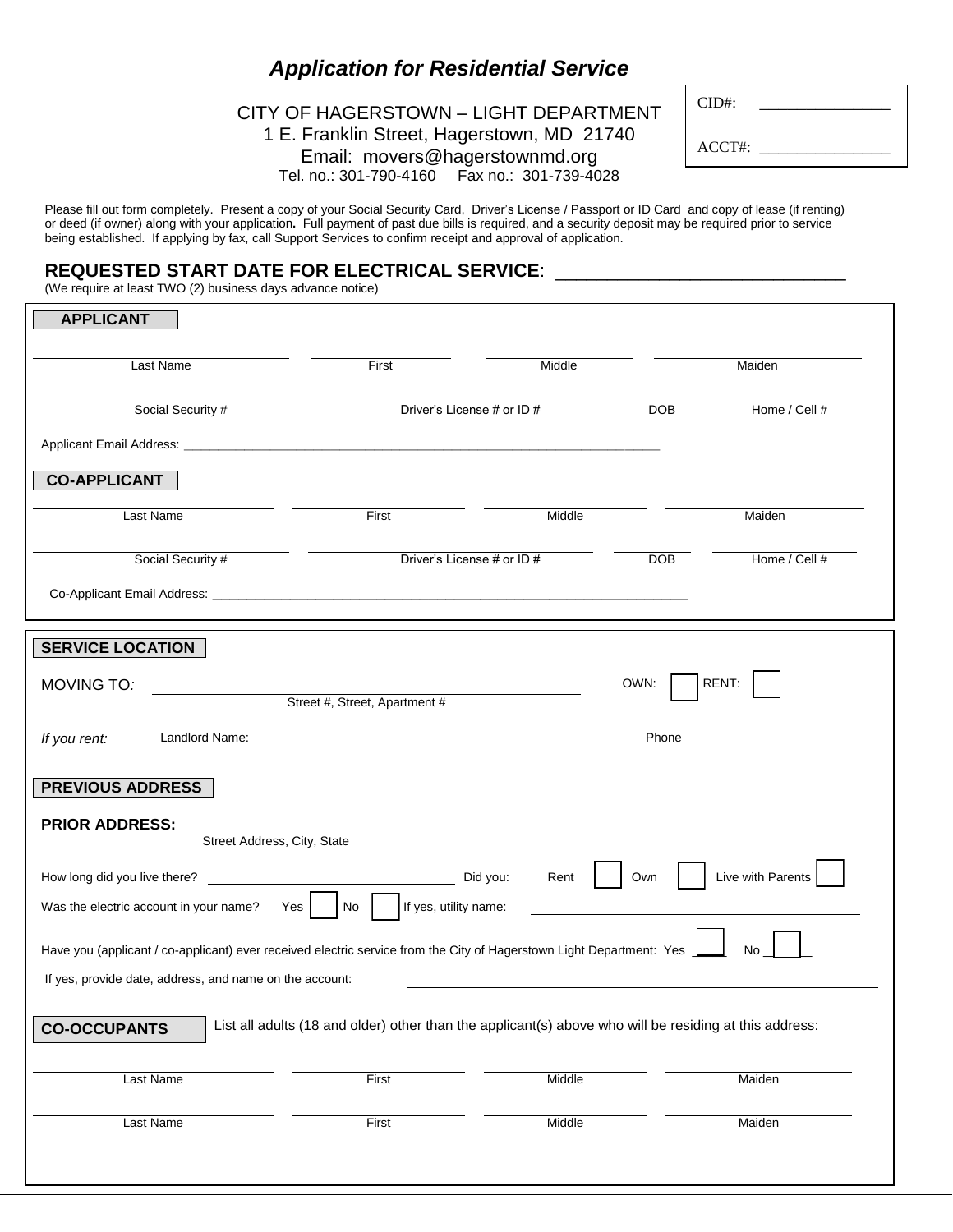# *Application for Residential Service*

CITY OF HAGERSTOWN – LIGHT DEPARTMENT
1 E. Franklin Street, Hagerstown, MD 21740
Email: movers@hagerstownmd.org
Tel. no.: 301-790-4160 Fax no.: 301-739-4028

CID#: ________________

ACCT#: ________________

Please fill out form completely. Present a copy of your Social Security Card, Driver's License / Passport or ID Card and copy of lease (if renting) or deed (if owner) along with your application**.** Full payment of past due bills is required, and a security deposit may be required prior to service being established. If applying by fax, call Support Services to confirm receipt and approval of application.

**REQUESTED START DATE FOR ELECTRICAL SERVICE**: ______________________________
(We require at least TWO (2) business days advance notice)

## APPLICANT

| Last Name | First | Middle | Maiden |
|---|---|---|---|
| | | | |

| Social Security # | Driver's License # or ID # | DOB | Home / Cell # |
|---|---|---|---|
| | | | |

Applicant Email Address: ______________________________________________________________________

## CO-APPLICANT

| Last Name | First | Middle | Maiden |
|---|---|---|---|
| | | | |

| Social Security # | Driver's License # or ID # | DOB | Home / Cell # |
|---|---|---|---|
| | | | |

Co-Applicant Email Address: ______________________________________________________________________

## SERVICE LOCATION

MOVING TO*:* ______________________________ OWN: ☐ RENT: ☐
Street #, Street, Apartment #

*If you rent:* Landlord Name: ______________________________ Phone ____________________

## PREVIOUS ADDRESS

**PRIOR ADDRESS:** ______________________________________________________________________
Street Address, City, State

How long did you live there? ______________________________ Did you: Rent ☐ Own ☐ Live with Parents ☐

Was the electric account in your name? Yes ☐ No ☐ If yes, utility name: ______________________________

Have you (applicant / co-applicant) ever received electric service from the City of Hagerstown Light Department: Yes ☐ No ☐

If yes, provide date, address, and name on the account: ______________________________________________

## CO-OCCUPANTS

List all adults (18 and older) other than the applicant(s) above who will be residing at this address:

| Last Name | First | Middle | Maiden |
|---|---|---|---|
| | | | |
| | | | |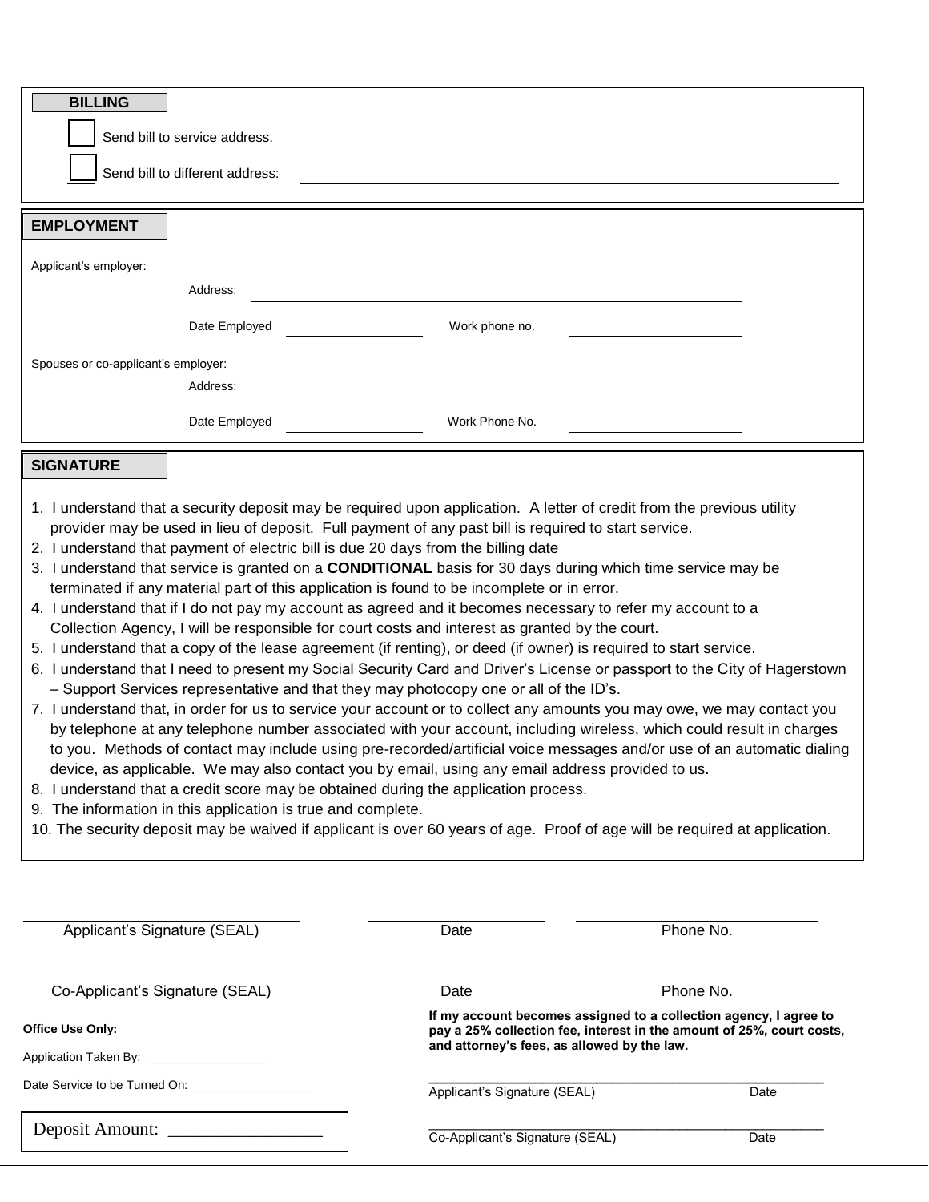## BILLING

☐ Send bill to service address.

☐ Send bill to different address: ______________________________

## EMPLOYMENT

Applicant's employer:

Address: ______________________________

Date Employed ______________ Work phone no. ______________

Spouses or co-applicant's employer:

Address: ______________________________

Date Employed ______________ Work Phone No. ______________

## SIGNATURE

1. I understand that a security deposit may be required upon application. A letter of credit from the previous utility provider may be used in lieu of deposit. Full payment of any past bill is required to start service.
2. I understand that payment of electric bill is due 20 days from the billing date
3. I understand that service is granted on a **CONDITIONAL** basis for 30 days during which time service may be terminated if any material part of this application is found to be incomplete or in error.
4. I understand that if I do not pay my account as agreed and it becomes necessary to refer my account to a Collection Agency, I will be responsible for court costs and interest as granted by the court.
5. I understand that a copy of the lease agreement (if renting), or deed (if owner) is required to start service.
6. I understand that I need to present my Social Security Card and Driver's License or passport to the City of Hagerstown – Support Services representative and that they may photocopy one or all of the ID's.
7. I understand that, in order for us to service your account or to collect any amounts you may owe, we may contact you by telephone at any telephone number associated with your account, including wireless, which could result in charges to you. Methods of contact may include using pre-recorded/artificial voice messages and/or use of an automatic dialing device, as applicable. We may also contact you by email, using any email address provided to us.
8. I understand that a credit score may be obtained during the application process.
9. The information in this application is true and complete.
10. The security deposit may be waived if applicant is over 60 years of age. Proof of age will be required at application.

______________________________ ______________ ______________

Applicant's Signature (SEAL) Date Phone No.

______________________________ ______________ ______________

Co-Applicant's Signature (SEAL) Date Phone No.

**Office Use Only:**

Application Taken By: ______________

Date Service to be Turned On: ______________

Deposit Amount: ______________

**If my account becomes assigned to a collection agency, I agree to pay a 25% collection fee, interest in the amount of 25%, court costs, and attorney's fees, as allowed by the law.**

______________________________

Applicant's Signature (SEAL) Date

______________________________

Co-Applicant's Signature (SEAL) Date